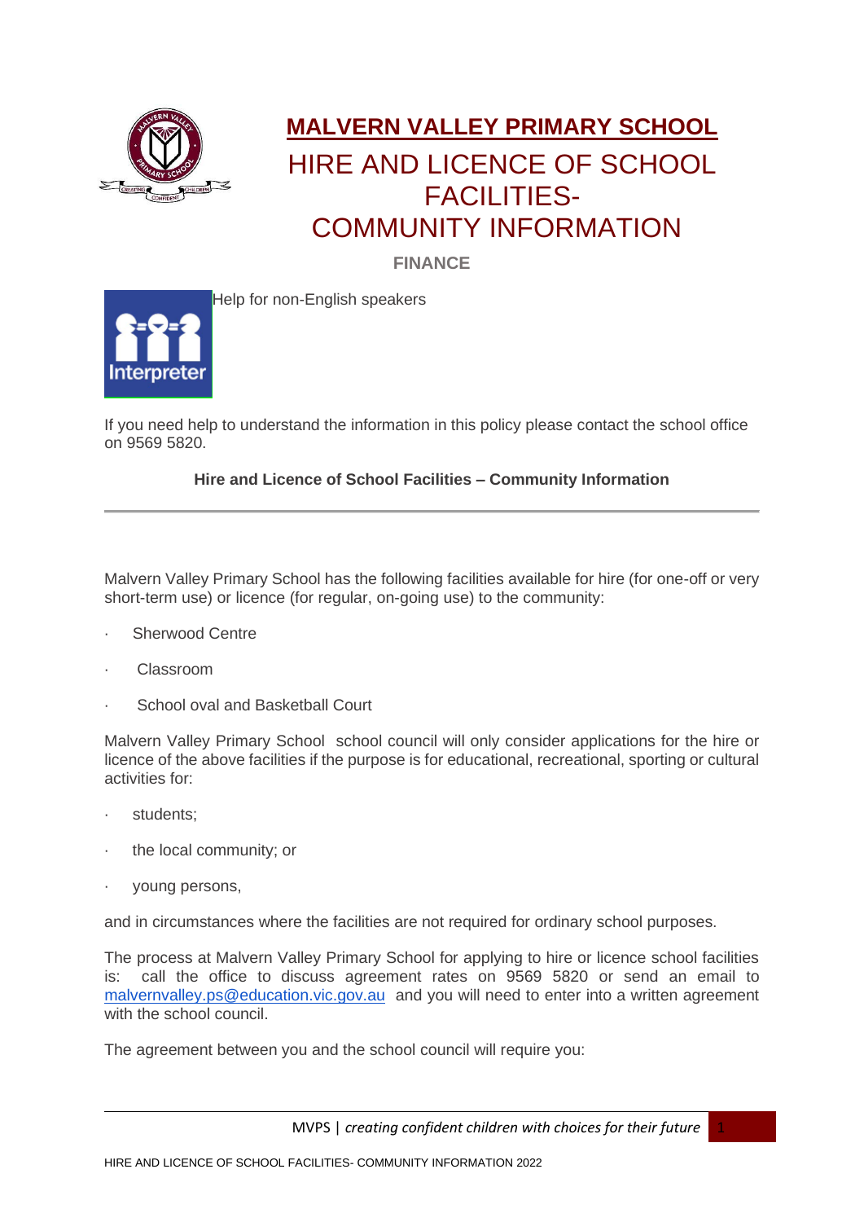# MALVERN VALLEY PRIMARY SCHOOL

# HIRE AND LICENCE OF SCHOOL FACILITIES- COMMUNITY INFORMATION

**FINANCE**

Help for non-English speakers

If you need help to understand the information in this policy please contact the school office on 9569 5820.

**Hire and Licence of School Facilities – Community Information**

---

Malvern Valley Primary School has the following facilities available for hire (for one-off or very short-term use) or licence (for regular, on-going use) to the community:

- Sherwood Centre
- Classroom
- School oval and Basketball Court

Malvern Valley Primary School school council will only consider applications for the hire or licence of the above facilities if the purpose is for educational, recreational, sporting or cultural activities for:

- students;
- the local community; or
- young persons,

and in circumstances where the facilities are not required for ordinary school purposes.

The process at Malvern Valley Primary School for applying to hire or licence school facilities is: call the office to discuss agreement rates on 9569 5820 or send an email to malvernvalley.ps@education.vic.gov.au and you will need to enter into a written agreement with the school council.

The agreement between you and the school council will require you: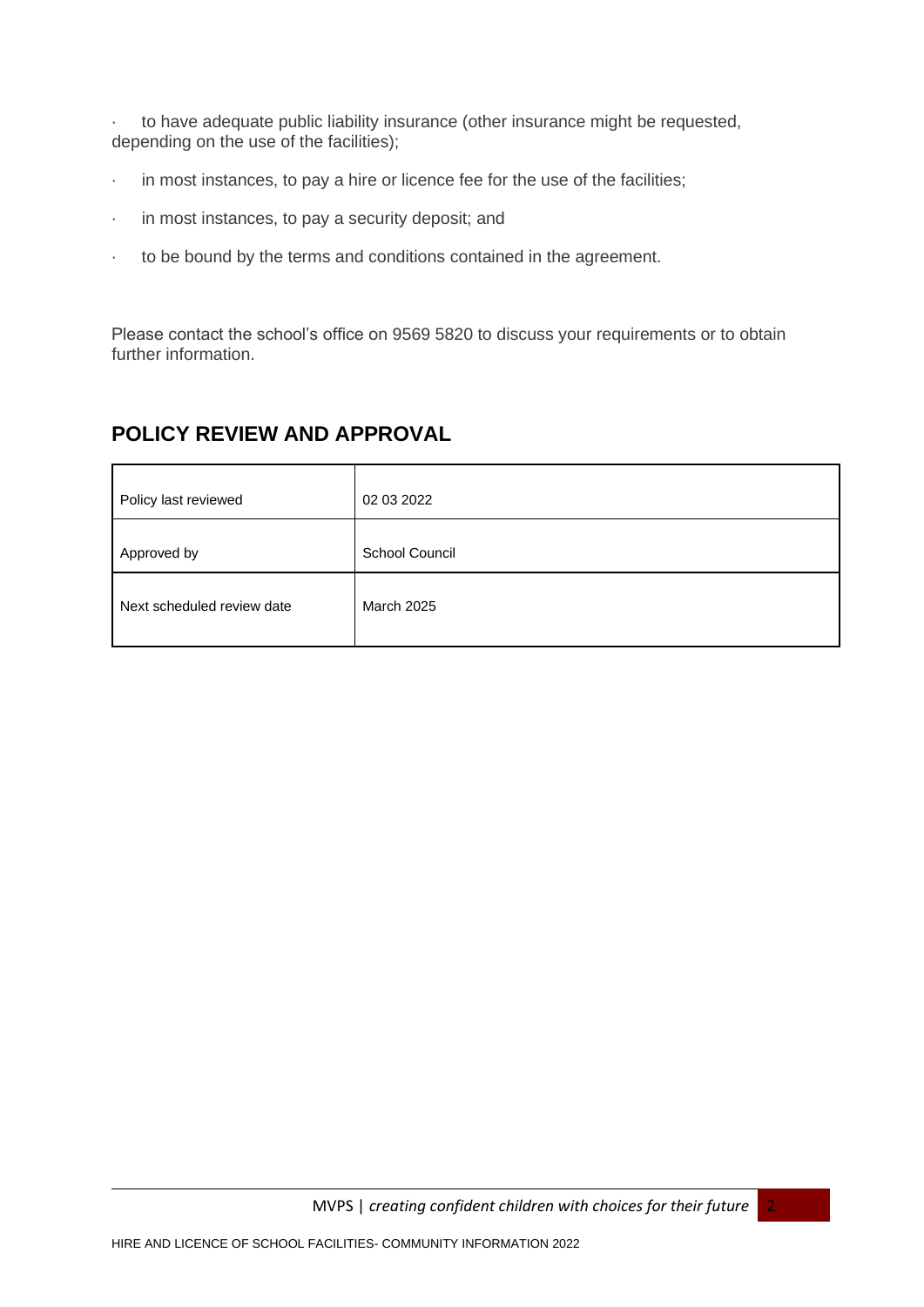- to have adequate public liability insurance (other insurance might be requested, depending on the use of the facilities);
- in most instances, to pay a hire or licence fee for the use of the facilities;
- in most instances, to pay a security deposit; and
- to be bound by the terms and conditions contained in the agreement.

Please contact the school's office on 9569 5820 to discuss your requirements or to obtain further information.

## POLICY REVIEW AND APPROVAL

| | |
|---|---|
| Policy last reviewed | 02 03 2022 |
| Approved by | School Council |
| Next scheduled review date | March 2025 |